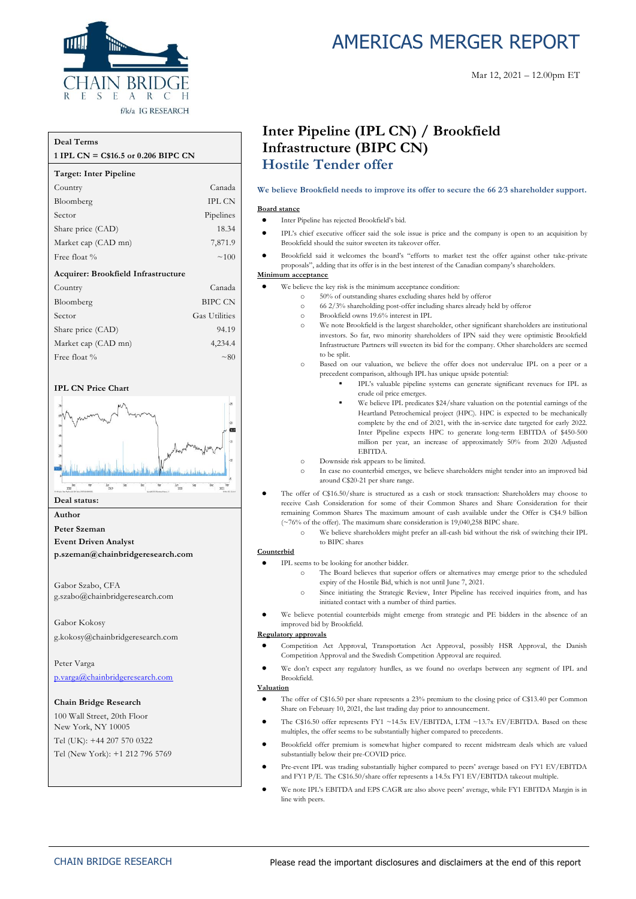# AMERICAS MERGER REPORT

Mar 12, 2021 – 12.00pm ET

CHAIN BRIDGE RESEARCH
f/k/a IG RESEARCH

| Deal Terms | |
|---|---|
| **1 IPL CN = C$16.5 or 0.206 BIPC CN** | |
| **Target: Inter Pipeline** | |
| Country | Canada |
| Bloomberg | IPL CN |
| Sector | Pipelines |
| Share price (CAD) | 18.34 |
| Market cap (CAD mn) | 7,871.9 |
| Free float % | ~100 |
| **Acquirer: Brookfield Infrastructure** | |
| Country | Canada |
| Bloomberg | BIPC CN |
| Sector | Gas Utilities |
| Share price (CAD) | 94.19 |
| Market cap (CAD mn) | 4,234.4 |
| Free float % | ~80 |

**IPL CN Price Chart**

**Deal status:**

**Author**

**Peter Szeman**
**Event Driven Analyst**
**p.szeman@chainbridgeresearch.com**

Gabor Szabo, CFA
g.szabo@chainbridgeresearch.com

Gabor Kokosy
g.kokosy@chainbridgeresearch.com

Peter Varga
p.varga@chainbridgeresearch.com

**Chain Bridge Research**
100 Wall Street, 20th Floor
New York, NY 10005
Tel (UK): +44 207 570 0322
Tel (New York): +1 212 796 5769

# Inter Pipeline (IPL CN) / Brookfield Infrastructure (BIPC CN)

## Hostile Tender offer

**We believe Brookfield needs to improve its offer to secure the 66 2⁄3 shareholder support.**

**Board stance**

- Inter Pipeline has rejected Brookfield's bid.
- IPL's chief executive officer said the sole issue is price and the company is open to an acquisition by Brookfield should the suitor sweeten its takeover offer.
- Brookfield said it welcomes the board's "efforts to market test the offer against other take-private proposals", adding that its offer is in the best interest of the Canadian company's shareholders.

**Minimum acceptance**

- We believe the key risk is the minimum acceptance condition:
  - 50% of outstanding shares excluding shares held by offeror
  - 66 2/3% shareholding post-offer including shares already held by offeror
  - Brookfield owns 19.6% interest in IPL
  - We note Brookfield is the largest shareholder, other significant shareholders are institutional investors. So far, two minority shareholders of IPN said they were optimistic Brookfield Infrastructure Partners will sweeten its bid for the company. Other shareholders are seemed to be split.
  - Based on our valuation, we believe the offer does not undervalue IPL on a peer or a precedent comparison, although IPL has unique upside potential:
    - IPL's valuable pipeline systems can generate significant revenues for IPL as crude oil price emerges.
    - We believe IPL predicates $24/share valuation on the potential earnings of the Heartland Petrochemical project (HPC). HPC is expected to be mechanically complete by the end of 2021, with the in-service date targeted for early 2022. Inter Pipeline expects HPC to generate long-term EBITDA of $450-500 million per year, an increase of approximately 50% from 2020 Adjusted EBITDA.
  - Downside risk appears to be limited.
  - In case no counterbid emerges, we believe shareholders might tender into an improved bid around C$20-21 per share range.
- The offer of C$16.50/share is structured as a cash or stock transaction: Shareholders may choose to receive Cash Consideration for some of their Common Shares and Share Consideration for their remaining Common Shares The maximum amount of cash available under the Offer is C$4.9 billion (~76% of the offer). The maximum share consideration is 19,040,258 BIPC share.
  - We believe shareholders might prefer an all-cash bid without the risk of switching their IPL to BIPC shares

**Counterbid**

- IPL seems to be looking for another bidder.
  - The Board believes that superior offers or alternatives may emerge prior to the scheduled expiry of the Hostile Bid, which is not until June 7, 2021.
  - Since initiating the Strategic Review, Inter Pipeline has received inquiries from, and has initiated contact with a number of third parties.
- We believe potential counterbids might emerge from strategic and PE bidders in the absence of an improved bid by Brookfield.

**Regulatory approvals**

- Competition Act Approval, Transportation Act Approval, possibly HSR Approval, the Danish Competition Approval and the Swedish Competition Approval are required.
- We don't expect any regulatory hurdles, as we found no overlaps between any segment of IPL and Brookfield.

**Valuation**

- The offer of C$16.50 per share represents a 23% premium to the closing price of C$13.40 per Common Share on February 10, 2021, the last trading day prior to announcement.
- The C$16.50 offer represents FY1 ~14.5x EV/EBITDA, LTM ~13.7x EV/EBITDA. Based on these multiples, the offer seems to be substantially higher compared to precedents.
- Brookfield offer premium is somewhat higher compared to recent midstream deals which are valued substantially below their pre-COVID price.
- Pre-event IPL was trading substantially higher compared to peers' average based on FY1 EV/EBITDA and FY1 P/E. The C$16.50/share offer represents a 14.5x FY1 EV/EBITDA takeout multiple.
- We note IPL's EBITDA and EPS CAGR are also above peers' average, while FY1 EBITDA Margin is in line with peers.

Please read the important disclosures and disclaimers at the end of this report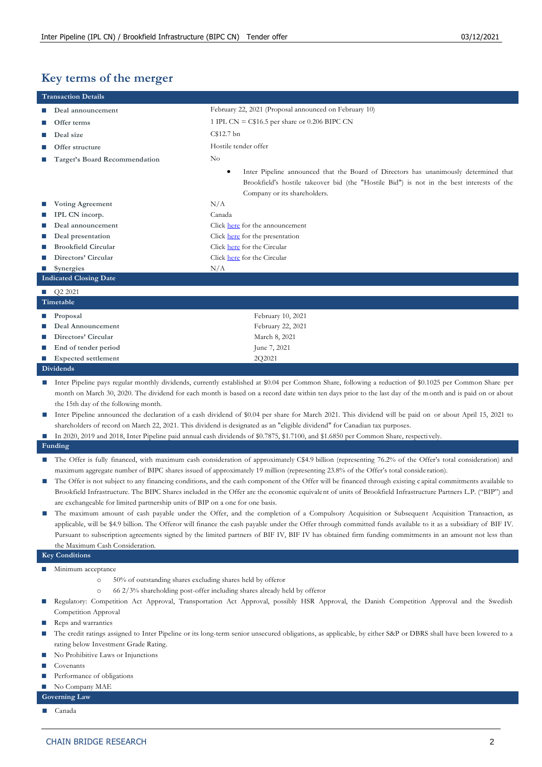# Key terms of the merger

| Transaction Details | |
|---|---|
| **Deal announcement** | February 22, 2021 (Proposal announced on February 10) |
| **Offer terms** | 1 IPL CN = C$16.5 per share or 0.206 BIPC CN |
| **Deal size** | C$12.7 bn |
| **Offer structure** | Hostile tender offer |
| **Target's Board Recommendation** | No<br>• Inter Pipeline announced that the Board of Directors has unanimously determined that Brookfield's hostile takeover bid (the "Hostile Bid") is not in the best interests of the Company or its shareholders. |
| **Voting Agreement** | N/A |
| **IPL CN incorp.** | Canada |
| **Deal announcement** | Click here for the announcement |
| **Deal presentation** | Click here for the presentation |
| **Brookfield Circular** | Click here for the Circular |
| **Directors' Circular** | Click here for the Circular |
| **Synergies** | N/A |

**Indicated Closing Date**

- Q2 2021

| Timetable | |
|---|---|
| **Proposal** | February 10, 2021 |
| **Deal Announcement** | February 22, 2021 |
| **Directors' Circular** | March 8, 2021 |
| **End of tender period** | June 7, 2021 |
| **Expected settlement** | 2Q2021 |

**Dividends**

- Inter Pipeline pays regular monthly dividends, currently established at $0.04 per Common Share, following a reduction of $0.1025 per Common Share per month on March 30, 2020. The dividend for each month is based on a record date within ten days prior to the last day of the month and is paid on or about the 15th day of the following month.
- Inter Pipeline announced the declaration of a cash dividend of $0.04 per share for March 2021. This dividend will be paid on or about April 15, 2021 to shareholders of record on March 22, 2021. This dividend is designated as an "eligible dividend" for Canadian tax purposes.
- In 2020, 2019 and 2018, Inter Pipeline paid annual cash dividends of $0.7875, $1.7100, and $1.6850 per Common Share, respectively.

**Funding**

- The Offer is fully financed, with maximum cash consideration of approximately C$4.9 billion (representing 76.2% of the Offer's total consideration) and maximum aggregate number of BIPC shares issued of approximately 19 million (representing 23.8% of the Offer's total consideration).
- The Offer is not subject to any financing conditions, and the cash component of the Offer will be financed through existing capital commitments available to Brookfield Infrastructure. The BIPC Shares included in the Offer are the economic equivalent of units of Brookfield Infrastructure Partners L.P. ("BIP") and are exchangeable for limited partnership units of BIP on a one for one basis.
- The maximum amount of cash payable under the Offer, and the completion of a Compulsory Acquisition or Subsequent Acquisition Transaction, as applicable, will be $4.9 billion. The Offeror will finance the cash payable under the Offer through committed funds available to it as a subsidiary of BIF IV. Pursuant to subscription agreements signed by the limited partners of BIF IV, BIF IV has obtained firm funding commitments in an amount not less than the Maximum Cash Consideration.

**Key Conditions**

- Minimum acceptance
  - 50% of outstanding shares excluding shares held by offeror
  - 66 2/3% shareholding post-offer including shares already held by offeror
- Regulatory: Competition Act Approval, Transportation Act Approval, possibly HSR Approval, the Danish Competition Approval and the Swedish Competition Approval
- Reps and warranties
- The credit ratings assigned to Inter Pipeline or its long-term senior unsecured obligations, as applicable, by either S&P or DBRS shall have been lowered to a rating below Investment Grade Rating.
- No Prohibitive Laws or Injunctions
- Covenants
- Performance of obligations
- No Company MAE

**Governing Law**

- Canada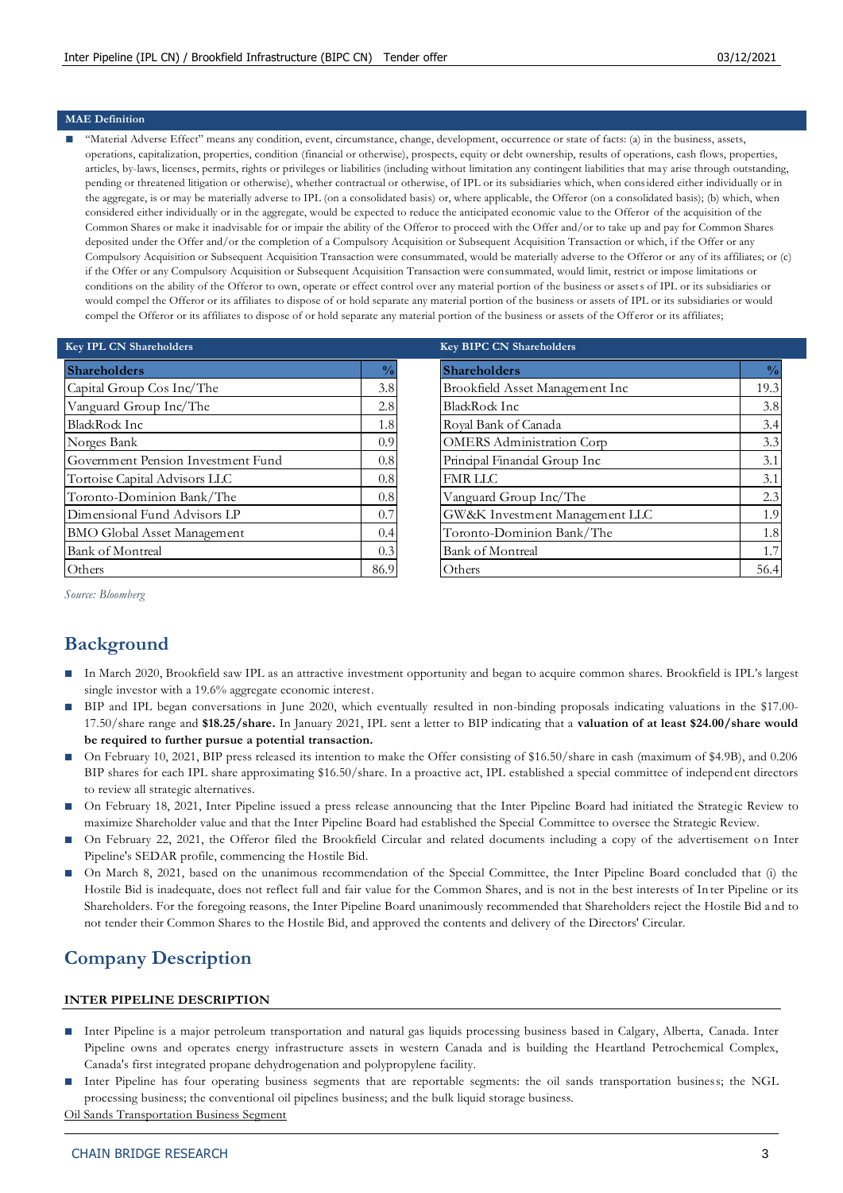### MAE Definition

- "Material Adverse Effect" means any condition, event, circumstance, change, development, occurrence or state of facts: (a) in the business, assets, operations, capitalization, properties, condition (financial or otherwise), prospects, equity or debt ownership, results of operations, cash flows, properties, articles, by-laws, licenses, permits, rights or privileges or liabilities (including without limitation any contingent liabilities that may arise through outstanding, pending or threatened litigation or otherwise), whether contractual or otherwise, of IPL or its subsidiaries which, when considered either individually or in the aggregate, is or may be materially adverse to IPL (on a consolidated basis) or, where applicable, the Offeror (on a consolidated basis); (b) which, when considered either individually or in the aggregate, would be expected to reduce the anticipated economic value to the Offeror of the acquisition of the Common Shares or make it inadvisable for or impair the ability of the Offeror to proceed with the Offer and/or to take up and pay for Common Shares deposited under the Offer and/or the completion of a Compulsory Acquisition or Subsequent Acquisition Transaction or which, if the Offer or any Compulsory Acquisition or Subsequent Acquisition Transaction were consummated, would be materially adverse to the Offeror or any of its affiliates; or (c) if the Offer or any Compulsory Acquisition or Subsequent Acquisition Transaction were consummated, would limit, restrict or impose limitations or conditions on the ability of the Offeror to own, operate or effect control over any material portion of the business or assets of IPL or its subsidiaries or would compel the Offeror or its affiliates to dispose of or hold separate any material portion of the business or assets of IPL or its subsidiaries or would compel the Offeror or its affiliates to dispose of or hold separate any material portion of the business or assets of the Offeror or its affiliates;

### Key IPL CN Shareholders

| Shareholders | % |
|---|---|
| Capital Group Cos Inc/The | 3.8 |
| Vanguard Group Inc/The | 2.8 |
| BlackRock Inc | 1.8 |
| Norges Bank | 0.9 |
| Government Pension Investment Fund | 0.8 |
| Tortoise Capital Advisors LLC | 0.8 |
| Toronto-Dominion Bank/The | 0.8 |
| Dimensional Fund Advisors LP | 0.7 |
| BMO Global Asset Management | 0.4 |
| Bank of Montreal | 0.3 |
| Others | 86.9 |

### Key BIPC CN Shareholders

| Shareholders | % |
|---|---|
| Brookfield Asset Management Inc | 19.3 |
| BlackRock Inc | 3.8 |
| Royal Bank of Canada | 3.4 |
| OMERS Administration Corp | 3.3 |
| Principal Financial Group Inc | 3.1 |
| FMR LLC | 3.1 |
| Vanguard Group Inc/The | 2.3 |
| GW&K Investment Management LLC | 1.9 |
| Toronto-Dominion Bank/The | 1.8 |
| Bank of Montreal | 1.7 |
| Others | 56.4 |

*Source: Bloomberg*

## Background

- In March 2020, Brookfield saw IPL as an attractive investment opportunity and began to acquire common shares. Brookfield is IPL's largest single investor with a 19.6% aggregate economic interest.
- BIP and IPL began conversations in June 2020, which eventually resulted in non-binding proposals indicating valuations in the $17.00-17.50/share range and **$18.25/share.** In January 2021, IPL sent a letter to BIP indicating that a **valuation of at least $24.00/share would be required to further pursue a potential transaction.**
- On February 10, 2021, BIP press released its intention to make the Offer consisting of $16.50/share in cash (maximum of $4.9B), and 0.206 BIP shares for each IPL share approximating $16.50/share. In a proactive act, IPL established a special committee of independent directors to review all strategic alternatives.
- On February 18, 2021, Inter Pipeline issued a press release announcing that the Inter Pipeline Board had initiated the Strategic Review to maximize Shareholder value and that the Inter Pipeline Board had established the Special Committee to oversee the Strategic Review.
- On February 22, 2021, the Offeror filed the Brookfield Circular and related documents including a copy of the advertisement on Inter Pipeline's SEDAR profile, commencing the Hostile Bid.
- On March 8, 2021, based on the unanimous recommendation of the Special Committee, the Inter Pipeline Board concluded that (i) the Hostile Bid is inadequate, does not reflect full and fair value for the Common Shares, and is not in the best interests of Inter Pipeline or its Shareholders. For the foregoing reasons, the Inter Pipeline Board unanimously recommended that Shareholders reject the Hostile Bid and to not tender their Common Shares to the Hostile Bid, and approved the contents and delivery of the Directors' Circular.

## Company Description

### INTER PIPELINE DESCRIPTION

- Inter Pipeline is a major petroleum transportation and natural gas liquids processing business based in Calgary, Alberta, Canada. Inter Pipeline owns and operates energy infrastructure assets in western Canada and is building the Heartland Petrochemical Complex, Canada's first integrated propane dehydrogenation and polypropylene facility.
- Inter Pipeline has four operating business segments that are reportable segments: the oil sands transportation business; the NGL processing business; the conventional oil pipelines business; and the bulk liquid storage business.

Oil Sands Transportation Business Segment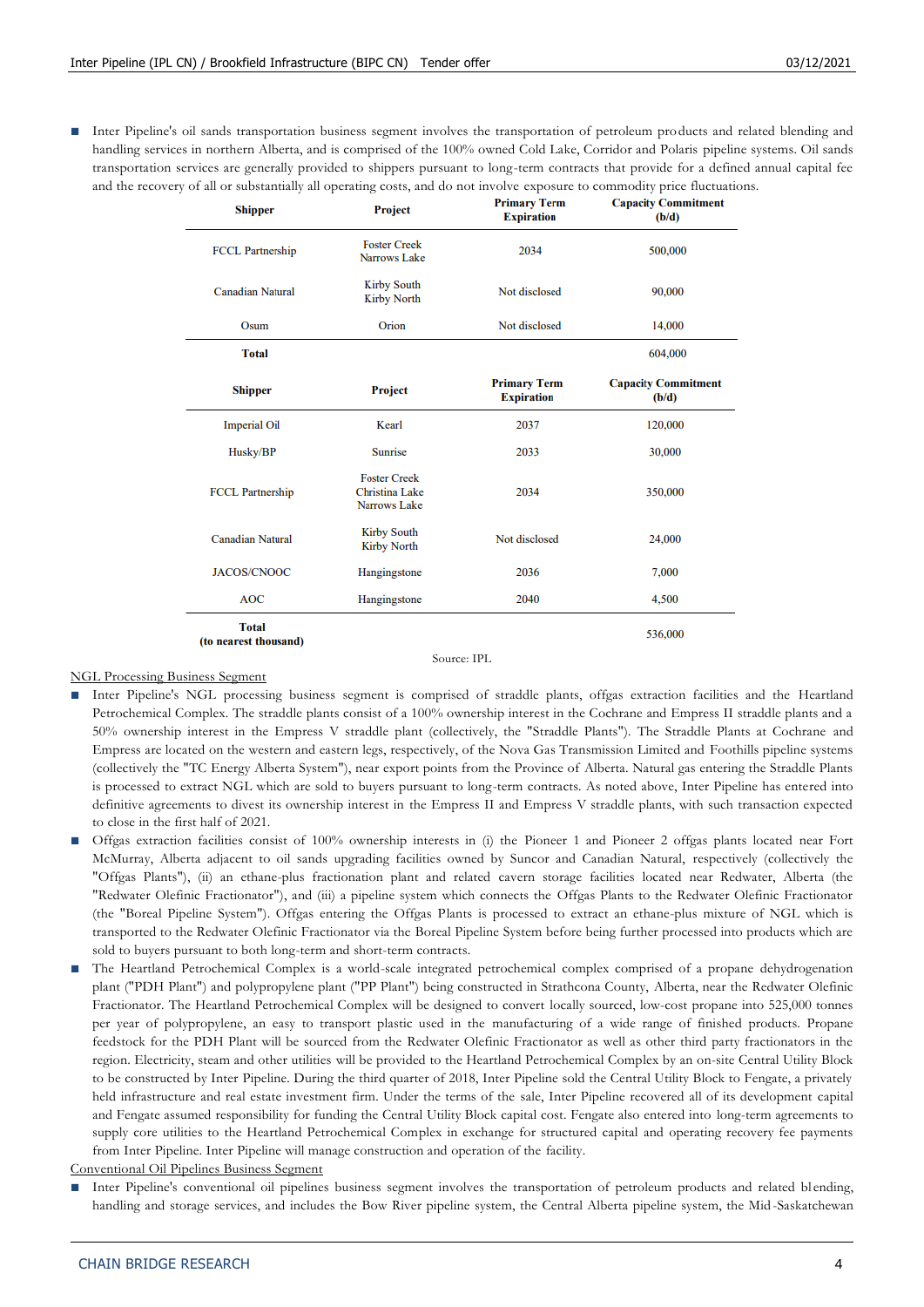- Inter Pipeline's oil sands transportation business segment involves the transportation of petroleum products and related blending and handling services in northern Alberta, and is comprised of the 100% owned Cold Lake, Corridor and Polaris pipeline systems. Oil sands transportation services are generally provided to shippers pursuant to long-term contracts that provide for a defined annual capital fee and the recovery of all or substantially all operating costs, and do not involve exposure to commodity price fluctuations.

| Shipper | Project | Primary Term Expiration | Capacity Commitment (b/d) |
|---|---|---|---|
| FCCL Partnership | Foster Creek<br>Narrows Lake | 2034 | 500,000 |
| Canadian Natural | Kirby South<br>Kirby North | Not disclosed | 90,000 |
| Osum | Orion | Not disclosed | 14,000 |
| **Total** | | | 604,000 |

| Shipper | Project | Primary Term Expiration | Capacity Commitment (b/d) |
|---|---|---|---|
| Imperial Oil | Kearl | 2037 | 120,000 |
| Husky/BP | Sunrise | 2033 | 30,000 |
| FCCL Partnership | Foster Creek<br>Christina Lake<br>Narrows Lake | 2034 | 350,000 |
| Canadian Natural | Kirby South<br>Kirby North | Not disclosed | 24,000 |
| JACOS/CNOOC | Hangingstone | 2036 | 7,000 |
| AOC | Hangingstone | 2040 | 4,500 |
| **Total (to nearest thousand)** | | | 536,000 |

Source: IPL

NGL Processing Business Segment

- Inter Pipeline's NGL processing business segment is comprised of straddle plants, offgas extraction facilities and the Heartland Petrochemical Complex. The straddle plants consist of a 100% ownership interest in the Cochrane and Empress II straddle plants and a 50% ownership interest in the Empress V straddle plant (collectively, the "Straddle Plants"). The Straddle Plants at Cochrane and Empress are located on the western and eastern legs, respectively, of the Nova Gas Transmission Limited and Foothills pipeline systems (collectively the "TC Energy Alberta System"), near export points from the Province of Alberta. Natural gas entering the Straddle Plants is processed to extract NGL which are sold to buyers pursuant to long-term contracts. As noted above, Inter Pipeline has entered into definitive agreements to divest its ownership interest in the Empress II and Empress V straddle plants, with such transaction expected to close in the first half of 2021.
- Offgas extraction facilities consist of 100% ownership interests in (i) the Pioneer 1 and Pioneer 2 offgas plants located near Fort McMurray, Alberta adjacent to oil sands upgrading facilities owned by Suncor and Canadian Natural, respectively (collectively the "Offgas Plants"), (ii) an ethane-plus fractionation plant and related cavern storage facilities located near Redwater, Alberta (the "Redwater Olefinic Fractionator"), and (iii) a pipeline system which connects the Offgas Plants to the Redwater Olefinic Fractionator (the "Boreal Pipeline System"). Offgas entering the Offgas Plants is processed to extract an ethane-plus mixture of NGL which is transported to the Redwater Olefinic Fractionator via the Boreal Pipeline System before being further processed into products which are sold to buyers pursuant to both long-term and short-term contracts.
- The Heartland Petrochemical Complex is a world-scale integrated petrochemical complex comprised of a propane dehydrogenation plant ("PDH Plant") and polypropylene plant ("PP Plant") being constructed in Strathcona County, Alberta, near the Redwater Olefinic Fractionator. The Heartland Petrochemical Complex will be designed to convert locally sourced, low-cost propane into 525,000 tonnes per year of polypropylene, an easy to transport plastic used in the manufacturing of a wide range of finished products. Propane feedstock for the PDH Plant will be sourced from the Redwater Olefinic Fractionator as well as other third party fractionators in the region. Electricity, steam and other utilities will be provided to the Heartland Petrochemical Complex by an on-site Central Utility Block to be constructed by Inter Pipeline. During the third quarter of 2018, Inter Pipeline sold the Central Utility Block to Fengate, a privately held infrastructure and real estate investment firm. Under the terms of the sale, Inter Pipeline recovered all of its development capital and Fengate assumed responsibility for funding the Central Utility Block capital cost. Fengate also entered into long-term agreements to supply core utilities to the Heartland Petrochemical Complex in exchange for structured capital and operating recovery fee payments from Inter Pipeline. Inter Pipeline will manage construction and operation of the facility.

Conventional Oil Pipelines Business Segment

- Inter Pipeline's conventional oil pipelines business segment involves the transportation of petroleum products and related blending, handling and storage services, and includes the Bow River pipeline system, the Central Alberta pipeline system, the Mid-Saskatchewan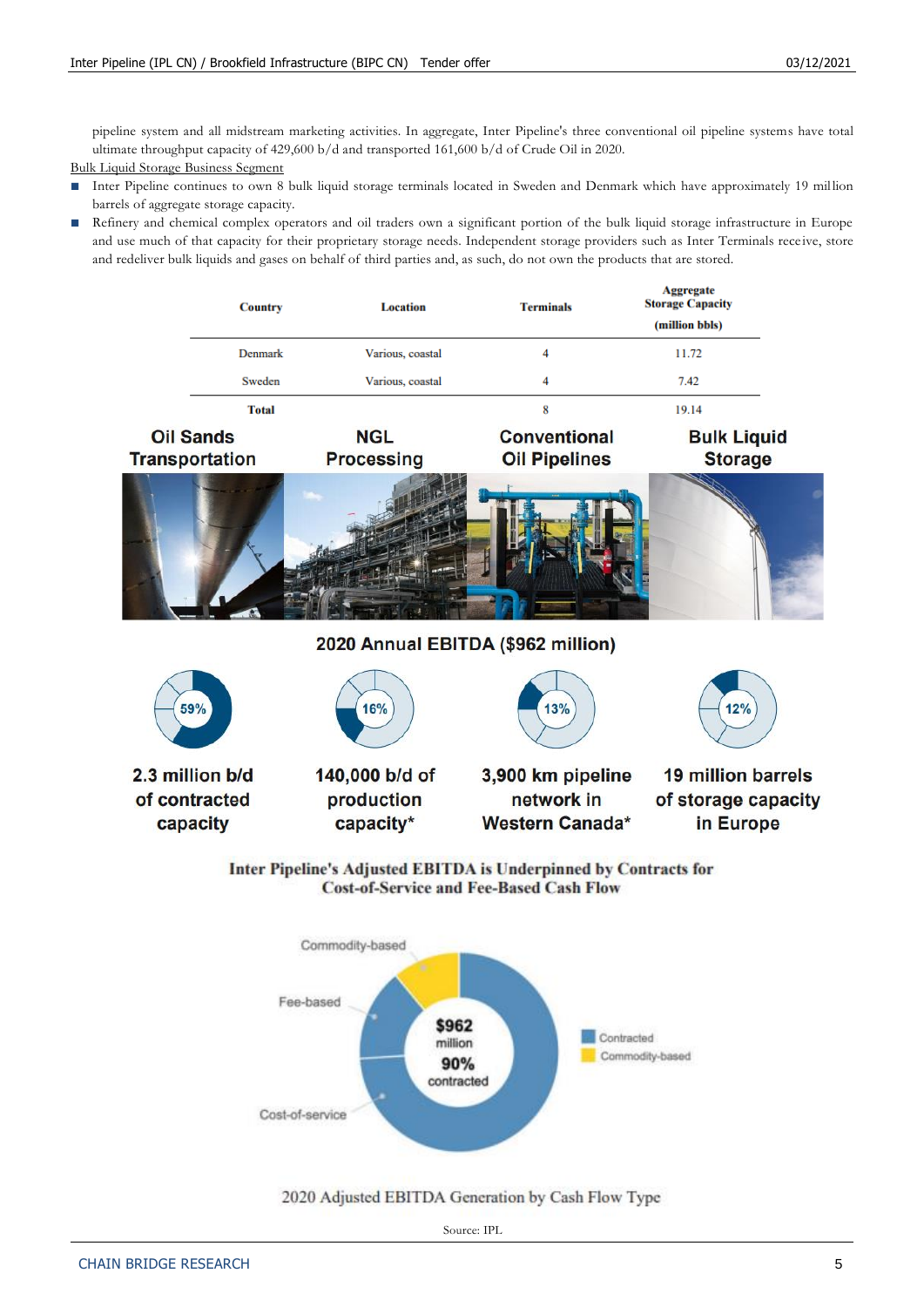pipeline system and all midstream marketing activities. In aggregate, Inter Pipeline's three conventional oil pipeline systems have total ultimate throughput capacity of 429,600 b/d and transported 161,600 b/d of Crude Oil in 2020.

Bulk Liquid Storage Business Segment

- Inter Pipeline continues to own 8 bulk liquid storage terminals located in Sweden and Denmark which have approximately 19 million barrels of aggregate storage capacity.
- Refinery and chemical complex operators and oil traders own a significant portion of the bulk liquid storage infrastructure in Europe and use much of that capacity for their proprietary storage needs. Independent storage providers such as Inter Terminals receive, store and redeliver bulk liquids and gases on behalf of third parties and, as such, do not own the products that are stored.

| Country | Location | Terminals | Aggregate Storage Capacity (million bbls) |
|---|---|---|---|
| Denmark | Various, coastal | 4 | 11.72 |
| Sweden | Various, coastal | 4 | 7.42 |
| **Total** | | 8 | 19.14 |

**Oil Sands Transportation** | **NGL Processing** | **Conventional Oil Pipelines** | **Bulk Liquid Storage**

**2020 Annual EBITDA ($962 million)**

- 59% — 2.3 million b/d of contracted capacity
- 16% — 140,000 b/d of production capacity*
- 13% — 3,900 km pipeline network in Western Canada*
- 12% — 19 million barrels of storage capacity in Europe

**Inter Pipeline's Adjusted EBITDA is Underpinned by Contracts for Cost-of-Service and Fee-Based Cash Flow**

$962 million
90% contracted

Commodity-based
Fee-based
Cost-of-service

Contracted
Commodity-based

2020 Adjusted EBITDA Generation by Cash Flow Type

Source: IPL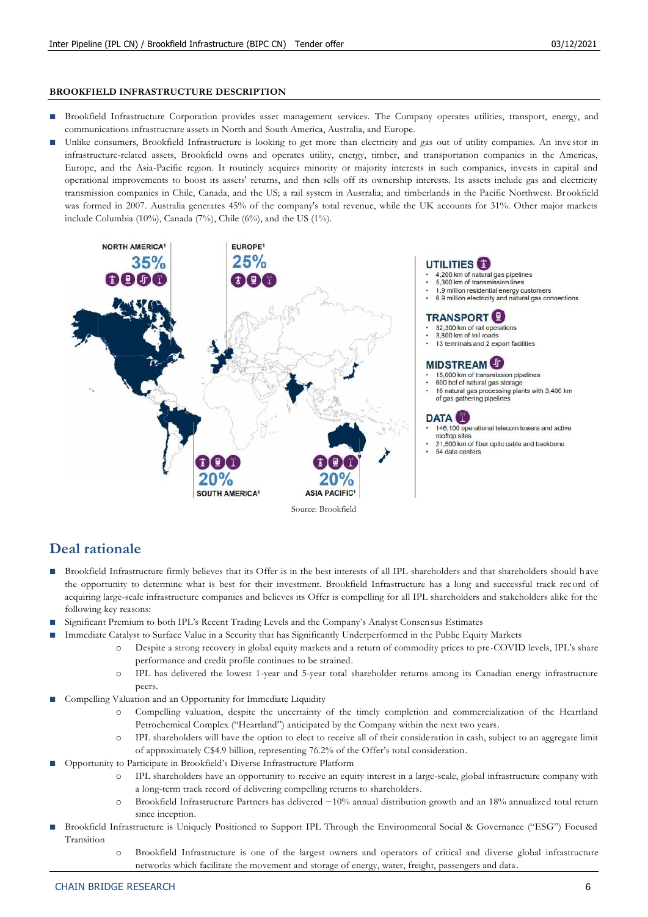## BROOKFIELD INFRASTRUCTURE DESCRIPTION

- Brookfield Infrastructure Corporation provides asset management services. The Company operates utilities, transport, energy, and communications infrastructure assets in North and South America, Australia, and Europe.
- Unlike consumers, Brookfield Infrastructure is looking to get more than electricity and gas out of utility companies. An investor in infrastructure-related assets, Brookfield owns and operates utility, energy, timber, and transportation companies in the Americas, Europe, and the Asia-Pacific region. It routinely acquires minority or majority interests in such companies, invests in capital and operational improvements to boost its assets' returns, and then sells off its ownership interests. Its assets include gas and electricity transmission companies in Chile, Canada, and the US; a rail system in Australia; and timberlands in the Pacific Northwest. Brookfield was formed in 2007. Australia generates 45% of the company's total revenue, while the UK accounts for 31%. Other major markets include Columbia (10%), Canada (7%), Chile (6%), and the US (1%).

NORTH AMERICA[1] 35%

EUROPE[1] 25%

SOUTH AMERICA[1] 20%

ASIA PACIFIC[1] 20%

**UTILITIES**
- 4,200 km of natural gas pipelines
- 5,300 km of transmission lines
- 1.9 million residential energy customers
- 6.9 million electricity and natural gas connections

**TRANSPORT**
- 32,300 km of rail operations
- 3,800 km of toll roads
- 13 terminals and 2 export facilities

**MIDSTREAM**
- 15,000 km of transmission pipelines
- 600 bcf of natural gas storage
- 16 natural gas processing plants with 3,400 km of gas gathering pipelines

**DATA**
- 146,100 operational telecom towers and active rooftop sites
- 21,500 km of fiber optic cable and backbone
- 54 data centers

Source: Brookfield

## Deal rationale

- Brookfield Infrastructure firmly believes that its Offer is in the best interests of all IPL shareholders and that shareholders should have the opportunity to determine what is best for their investment. Brookfield Infrastructure has a long and successful track record of acquiring large-scale infrastructure companies and believes its Offer is compelling for all IPL shareholders and stakeholders alike for the following key reasons:
- Significant Premium to both IPL's Recent Trading Levels and the Company's Analyst Consensus Estimates
- Immediate Catalyst to Surface Value in a Security that has Significantly Underperformed in the Public Equity Markets
  - Despite a strong recovery in global equity markets and a return of commodity prices to pre-COVID levels, IPL's share performance and credit profile continues to be strained.
  - IPL has delivered the lowest 1-year and 5-year total shareholder returns among its Canadian energy infrastructure peers.
- Compelling Valuation and an Opportunity for Immediate Liquidity
  - Compelling valuation, despite the uncertainty of the timely completion and commercialization of the Heartland Petrochemical Complex ("Heartland") anticipated by the Company within the next two years.
  - IPL shareholders will have the option to elect to receive all of their consideration in cash, subject to an aggregate limit of approximately C$4.9 billion, representing 76.2% of the Offer's total consideration.
- Opportunity to Participate in Brookfield's Diverse Infrastructure Platform
  - IPL shareholders have an opportunity to receive an equity interest in a large-scale, global infrastructure company with a long-term track record of delivering compelling returns to shareholders.
  - Brookfield Infrastructure Partners has delivered ~10% annual distribution growth and an 18% annualized total return since inception.
- Brookfield Infrastructure is Uniquely Positioned to Support IPL Through the Environmental Social & Governance ("ESG") Focused Transition
  - Brookfield Infrastructure is one of the largest owners and operators of critical and diverse global infrastructure networks which facilitate the movement and storage of energy, water, freight, passengers and data.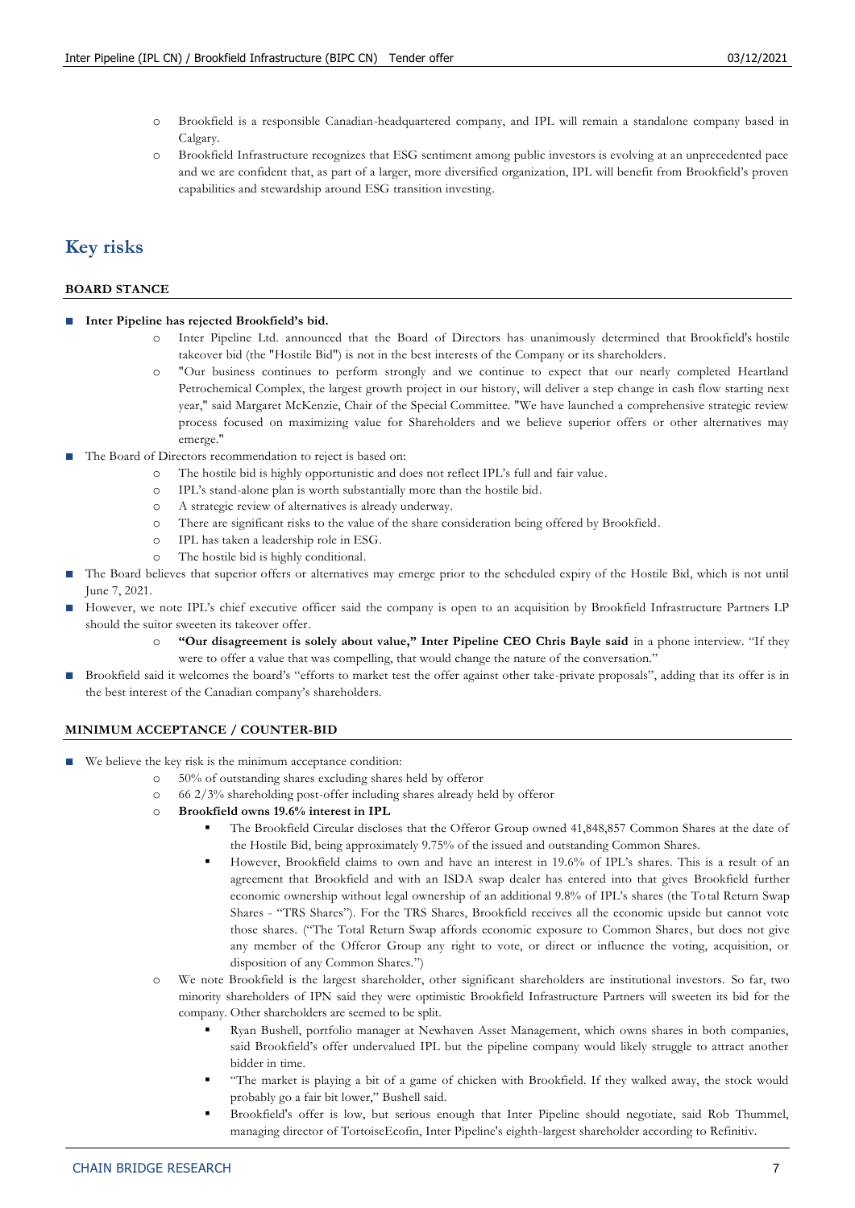- Brookfield is a responsible Canadian-headquartered company, and IPL will remain a standalone company based in Calgary.
- Brookfield Infrastructure recognizes that ESG sentiment among public investors is evolving at an unprecedented pace and we are confident that, as part of a larger, more diversified organization, IPL will benefit from Brookfield's proven capabilities and stewardship around ESG transition investing.

## Key risks

### BOARD STANCE

- **Inter Pipeline has rejected Brookfield's bid.**
  - Inter Pipeline Ltd. announced that the Board of Directors has unanimously determined that Brookfield's hostile takeover bid (the "Hostile Bid") is not in the best interests of the Company or its shareholders.
  - "Our business continues to perform strongly and we continue to expect that our nearly completed Heartland Petrochemical Complex, the largest growth project in our history, will deliver a step change in cash flow starting next year," said Margaret McKenzie, Chair of the Special Committee. "We have launched a comprehensive strategic review process focused on maximizing value for Shareholders and we believe superior offers or other alternatives may emerge."
- The Board of Directors recommendation to reject is based on:
  - The hostile bid is highly opportunistic and does not reflect IPL's full and fair value.
  - IPL's stand-alone plan is worth substantially more than the hostile bid.
  - A strategic review of alternatives is already underway.
  - There are significant risks to the value of the share consideration being offered by Brookfield.
  - IPL has taken a leadership role in ESG.
  - The hostile bid is highly conditional.
- The Board believes that superior offers or alternatives may emerge prior to the scheduled expiry of the Hostile Bid, which is not until June 7, 2021.
- However, we note IPL's chief executive officer said the company is open to an acquisition by Brookfield Infrastructure Partners LP should the suitor sweeten its takeover offer.
  - **"Our disagreement is solely about value," Inter Pipeline CEO Chris Bayle said** in a phone interview. "If they were to offer a value that was compelling, that would change the nature of the conversation."
- Brookfield said it welcomes the board's "efforts to market test the offer against other take-private proposals", adding that its offer is in the best interest of the Canadian company's shareholders.

### MINIMUM ACCEPTANCE / COUNTER-BID

- We believe the key risk is the minimum acceptance condition:
  - 50% of outstanding shares excluding shares held by offeror
  - 66 2/3% shareholding post-offer including shares already held by offeror
  - **Brookfield owns 19.6% interest in IPL**
    - The Brookfield Circular discloses that the Offeror Group owned 41,848,857 Common Shares at the date of the Hostile Bid, being approximately 9.75% of the issued and outstanding Common Shares.
    - However, Brookfield claims to own and have an interest in 19.6% of IPL's shares. This is a result of an agreement that Brookfield and with an ISDA swap dealer has entered into that gives Brookfield further economic ownership without legal ownership of an additional 9.8% of IPL's shares (the Total Return Swap Shares - "TRS Shares"). For the TRS Shares, Brookfield receives all the economic upside but cannot vote those shares. ("The Total Return Swap affords economic exposure to Common Shares, but does not give any member of the Offeror Group any right to vote, or direct or influence the voting, acquisition, or disposition of any Common Shares.")
  - We note Brookfield is the largest shareholder, other significant shareholders are institutional investors. So far, two minority shareholders of IPN said they were optimistic Brookfield Infrastructure Partners will sweeten its bid for the company. Other shareholders are seemed to be split.
    - Ryan Bushell, portfolio manager at Newhaven Asset Management, which owns shares in both companies, said Brookfield's offer undervalued IPL but the pipeline company would likely struggle to attract another bidder in time.
    - "The market is playing a bit of a game of chicken with Brookfield. If they walked away, the stock would probably go a fair bit lower," Bushell said.
    - Brookfield's offer is low, but serious enough that Inter Pipeline should negotiate, said Rob Thummel, managing director of TortoiseEcofin, Inter Pipeline's eighth-largest shareholder according to Refinitiv.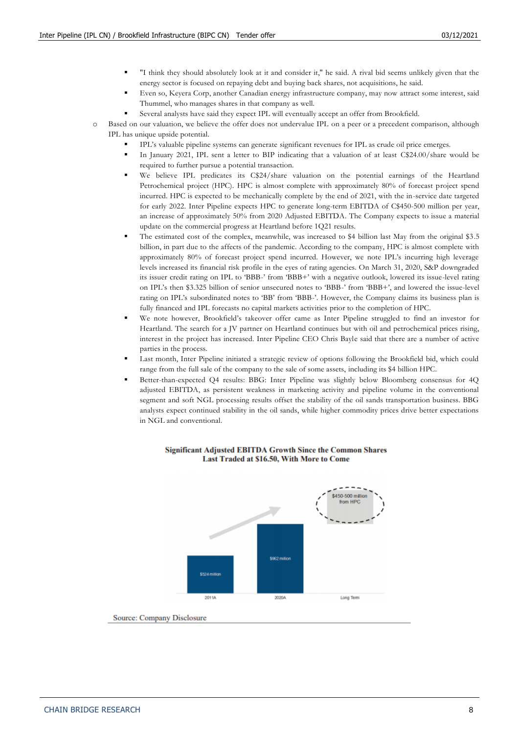- "I think they should absolutely look at it and consider it," he said. A rival bid seems unlikely given that the energy sector is focused on repaying debt and buying back shares, not acquisitions, he said.
- Even so, Keyera Corp, another Canadian energy infrastructure company, may now attract some interest, said Thummel, who manages shares in that company as well.
- Several analysts have said they expect IPL will eventually accept an offer from Brookfield.

- Based on our valuation, we believe the offer does not undervalue IPL on a peer or a precedent comparison, although IPL has unique upside potential.
  - IPL's valuable pipeline systems can generate significant revenues for IPL as crude oil price emerges.
  - In January 2021, IPL sent a letter to BIP indicating that a valuation of at least C$24.00/share would be required to further pursue a potential transaction.
  - We believe IPL predicates its C$24/share valuation on the potential earnings of the Heartland Petrochemical project (HPC). HPC is almost complete with approximately 80% of forecast project spend incurred. HPC is expected to be mechanically complete by the end of 2021, with the in-service date targeted for early 2022. Inter Pipeline expects HPC to generate long-term EBITDA of C$450-500 million per year, an increase of approximately 50% from 2020 Adjusted EBITDA. The Company expects to issue a material update on the commercial progress at Heartland before 1Q21 results.
  - The estimated cost of the complex, meanwhile, was increased to $4 billion last May from the original $3.5 billion, in part due to the affects of the pandemic. According to the company, HPC is almost complete with approximately 80% of forecast project spend incurred. However, we note IPL's incurring high leverage levels increased its financial risk profile in the eyes of rating agencies. On March 31, 2020, S&P downgraded its issuer credit rating on IPL to 'BBB-' from 'BBB+' with a negative outlook, lowered its issue-level rating on IPL's then $3.325 billion of senior unsecured notes to 'BBB-' from 'BBB+', and lowered the issue-level rating on IPL's subordinated notes to 'BB' from 'BBB-'. However, the Company claims its business plan is fully financed and IPL forecasts no capital markets activities prior to the completion of HPC.
  - We note however, Brookfield's takeover offer came as Inter Pipeline struggled to find an investor for Heartland. The search for a JV partner on Heartland continues but with oil and petrochemical prices rising, interest in the project has increased. Inter Pipeline CEO Chris Bayle said that there are a number of active parties in the process.
  - Last month, Inter Pipeline initiated a strategic review of options following the Brookfield bid, which could range from the full sale of the company to the sale of some assets, including its $4 billion HPC.
  - Better-than-expected Q4 results: BBG: Inter Pipeline was slightly below Bloomberg consensus for 4Q adjusted EBITDA, as persistent weakness in marketing activity and pipeline volume in the conventional segment and soft NGL processing results offset the stability of the oil sands transportation business. BBG analysts expect continued stability in the oil sands, while higher commodity prices drive better expectations in NGL and conventional.

**Significant Adjusted EBITDA Growth Since the Common Shares Last Traded at $16.50, With More to Come**

| 2011A | 2020A | Long Term |
|---|---|---|
| $524 million | $962 million | $450-500 million from HPC |

Source: Company Disclosure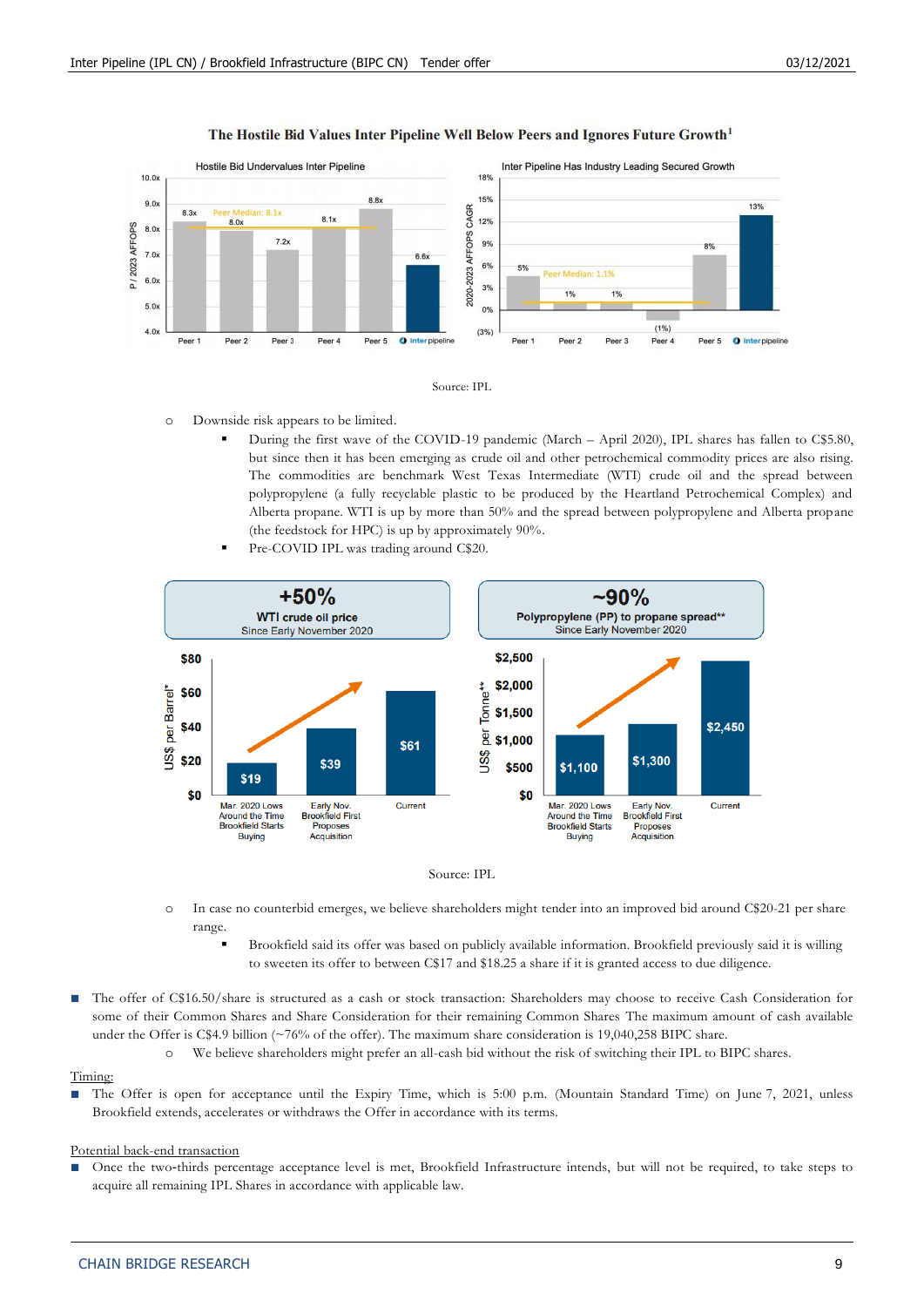**The Hostile Bid Values Inter Pipeline Well Below Peers and Ignores Future Growth**[1]

Hostile Bid Undervalues Inter Pipeline

| | Peer 1 | Peer 2 | Peer 3 | Peer 4 | Peer 5 | Inter pipeline |
|---|---|---|---|---|---|---|
| P / 2023 AFFOPS | 8.3x | 8.0x | 7.2x | 8.1x | 8.8x | 6.6x |

Peer Median: 8.1x

Inter Pipeline Has Industry Leading Secured Growth

| | Peer 1 | Peer 2 | Peer 3 | Peer 4 | Peer 5 | Inter pipeline |
|---|---|---|---|---|---|---|
| 2020-2023 AFFOPS CAGR | 5% | 1% | 1% | (1%) | 8% | 13% |

Peer Median: 1.1%

Source: IPL

- Downside risk appears to be limited.
  - During the first wave of the COVID-19 pandemic (March – April 2020), IPL shares has fallen to C$5.80, but since then it has been emerging as crude oil and other petrochemical commodity prices are also rising. The commodities are benchmark West Texas Intermediate (WTI) crude oil and the spread between polypropylene (a fully recyclable plastic to be produced by the Heartland Petrochemical Complex) and Alberta propane. WTI is up by more than 50% and the spread between polypropylene and Alberta propane (the feedstock for HPC) is up by approximately 90%.
  - Pre-COVID IPL was trading around C$20.

**+50%** WTI crude oil price Since Early November 2020

| US$ per Barrel* | Mar. 2020 Lows Around the Time Brookfield Starts Buying | Early Nov. Brookfield First Proposes Acquisition | Current |
|---|---|---|---|
| | $19 | $39 | $61 |

**~90%** Polypropylene (PP) to propane spread** Since Early November 2020

| US$ per Tonne** | Mar. 2020 Lows Around the Time Brookfield Starts Buying | Early Nov. Brookfield First Proposes Acquisition | Current |
|---|---|---|---|
| | $1,100 | $1,300 | $2,450 |

Source: IPL

- In case no counterbid emerges, we believe shareholders might tender into an improved bid around C$20-21 per share range.
  - Brookfield said its offer was based on publicly available information. Brookfield previously said it is willing to sweeten its offer to between C$17 and C$18.25 a share if it is granted access to due diligence.

- The offer of C$16.50/share is structured as a cash or stock transaction: Shareholders may choose to receive Cash Consideration for some of their Common Shares and Share Consideration for their remaining Common Shares The maximum amount of cash available under the Offer is C$4.9 billion (~76% of the offer). The maximum share consideration is 19,040,258 BIPC share.
  - We believe shareholders might prefer an all-cash bid without the risk of switching their IPL to BIPC shares.

Timing:

- The Offer is open for acceptance until the Expiry Time, which is 5:00 p.m. (Mountain Standard Time) on June 7, 2021, unless Brookfield extends, accelerates or withdraws the Offer in accordance with its terms.

Potential back-end transaction

- Once the two-thirds percentage acceptance level is met, Brookfield Infrastructure intends, but will not be required, to take steps to acquire all remaining IPL Shares in accordance with applicable law.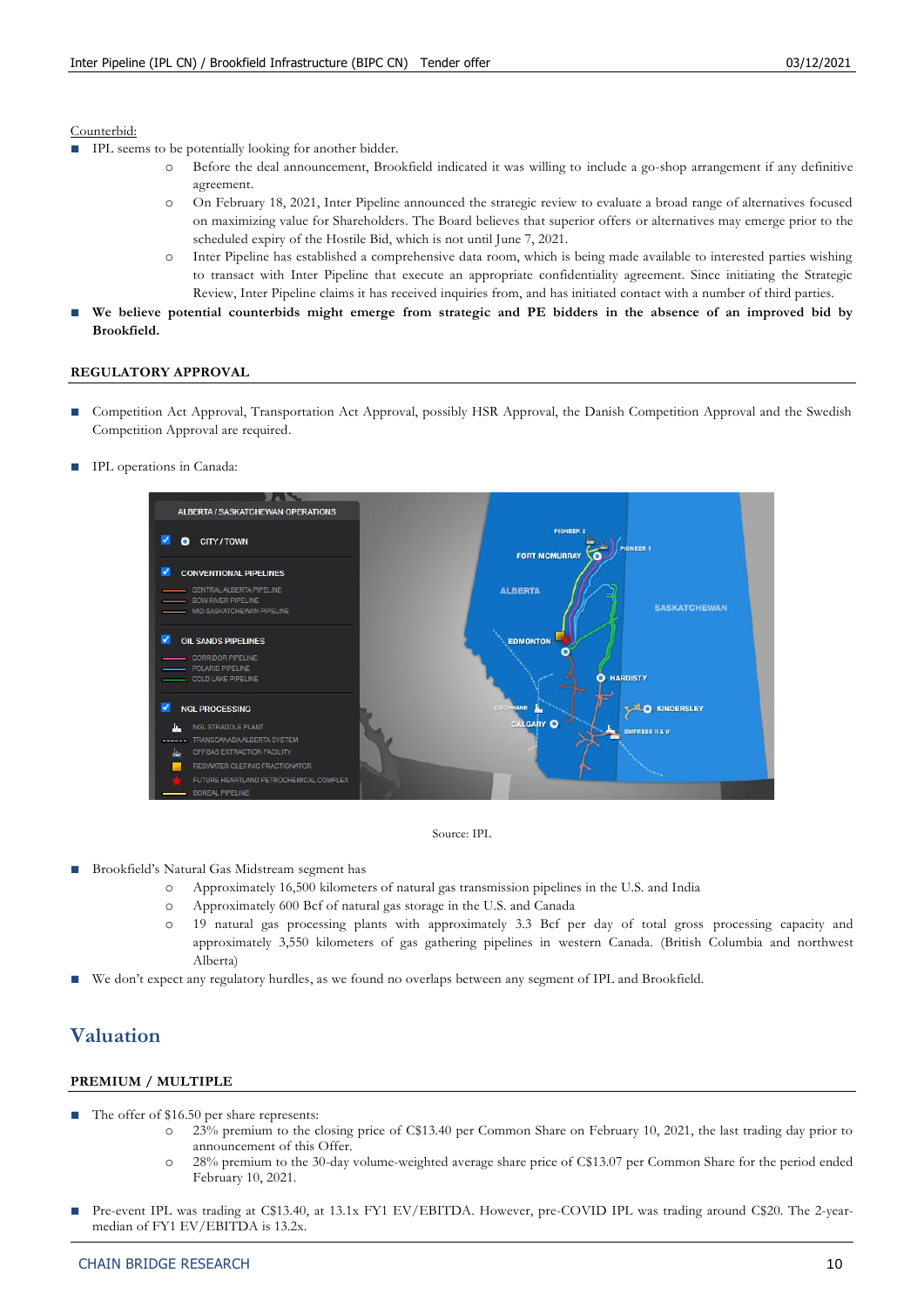Counterbid:

- IPL seems to be potentially looking for another bidder.
  - Before the deal announcement, Brookfield indicated it was willing to include a go-shop arrangement if any definitive agreement.
  - On February 18, 2021, Inter Pipeline announced the strategic review to evaluate a broad range of alternatives focused on maximizing value for Shareholders. The Board believes that superior offers or alternatives may emerge prior to the scheduled expiry of the Hostile Bid, which is not until June 7, 2021.
  - Inter Pipeline has established a comprehensive data room, which is being made available to interested parties wishing to transact with Inter Pipeline that execute an appropriate confidentiality agreement. Since initiating the Strategic Review, Inter Pipeline claims it has received inquiries from, and has initiated contact with a number of third parties.
- **We believe potential counterbids might emerge from strategic and PE bidders in the absence of an improved bid by Brookfield.**

**REGULATORY APPROVAL**

- Competition Act Approval, Transportation Act Approval, possibly HSR Approval, the Danish Competition Approval and the Swedish Competition Approval are required.
- IPL operations in Canada:

Source: IPL

- Brookfield's Natural Gas Midstream segment has
  - Approximately 16,500 kilometers of natural gas transmission pipelines in the U.S. and India
  - Approximately 600 Bcf of natural gas storage in the U.S. and Canada
  - 19 natural gas processing plants with approximately 3.3 Bcf per day of total gross processing capacity and approximately 3,550 kilometers of gas gathering pipelines in western Canada. (British Columbia and northwest Alberta)
- We don't expect any regulatory hurdles, as we found no overlaps between any segment of IPL and Brookfield.

## Valuation

**PREMIUM / MULTIPLE**

- The offer of $16.50 per share represents:
  - 23% premium to the closing price of C$13.40 per Common Share on February 10, 2021, the last trading day prior to announcement of this Offer.
  - 28% premium to the 30-day volume-weighted average share price of C$13.07 per Common Share for the period ended February 10, 2021.
- Pre-event IPL was trading at C$13.40, at 13.1x FY1 EV/EBITDA. However, pre-COVID IPL was trading around C$20. The 2-year-median of FY1 EV/EBITDA is 13.2x.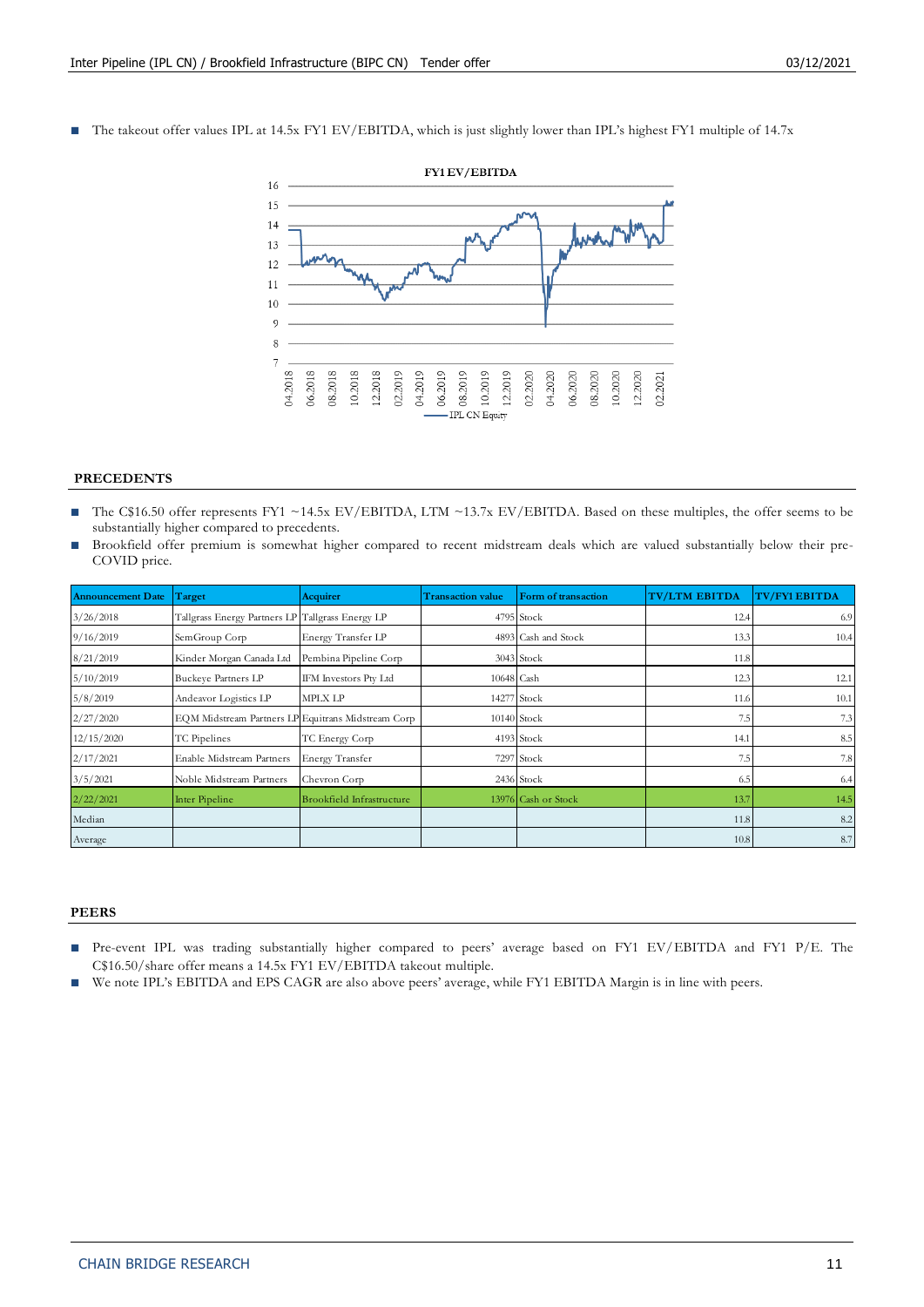- The takeout offer values IPL at 14.5x FY1 EV/EBITDA, which is just slightly lower than IPL's highest FY1 multiple of 14.7x

## PRECEDENTS

- The C$16.50 offer represents FY1 ~14.5x EV/EBITDA, LTM ~13.7x EV/EBITDA. Based on these multiples, the offer seems to be substantially higher compared to precedents.
- Brookfield offer premium is somewhat higher compared to recent midstream deals which are valued substantially below their pre-COVID price.

| Announcement Date | Target | Acquirer | Transaction value | Form of transaction | TV/LTM EBITDA | TV/FY1 EBITDA |
|---|---|---|---|---|---|---|
| 3/26/2018 | Tallgrass Energy Partners LP | Tallgrass Energy LP | 4795 | Stock | 12.4 | 6.9 |
| 9/16/2019 | SemGroup Corp | Energy Transfer LP | 4893 | Cash and Stock | 13.3 | 10.4 |
| 8/21/2019 | Kinder Morgan Canada Ltd | Pembina Pipeline Corp | 3043 | Stock | 11.8 | |
| 5/10/2019 | Buckeye Partners LP | IFM Investors Pty Ltd | 10648 | Cash | 12.3 | 12.1 |
| 5/8/2019 | Andeavor Logistics LP | MPLX LP | 14277 | Stock | 11.6 | 10.1 |
| 2/27/2020 | EQM Midstream Partners LP | Equitrans Midstream Corp | 10140 | Stock | 7.5 | 7.3 |
| 12/15/2020 | TC Pipelines | TC Energy Corp | 4193 | Stock | 14.1 | 8.5 |
| 2/17/2021 | Enable Midstream Partners | Energy Transfer | 7297 | Stock | 7.5 | 7.8 |
| 3/5/2021 | Noble Midstream Partners | Chevron Corp | 2436 | Stock | 6.5 | 6.4 |
| 2/22/2021 | Inter Pipeline | Brookfield Infrastructure | 13976 | Cash or Stock | 13.7 | 14.5 |
| Median | | | | | 11.8 | 8.2 |
| Average | | | | | 10.8 | 8.7 |

## PEERS

- Pre-event IPL was trading substantially higher compared to peers' average based on FY1 EV/EBITDA and FY1 P/E. The C$16.50/share offer means a 14.5x FY1 EV/EBITDA takeout multiple.
- We note IPL's EBITDA and EPS CAGR are also above peers' average, while FY1 EBITDA Margin is in line with peers.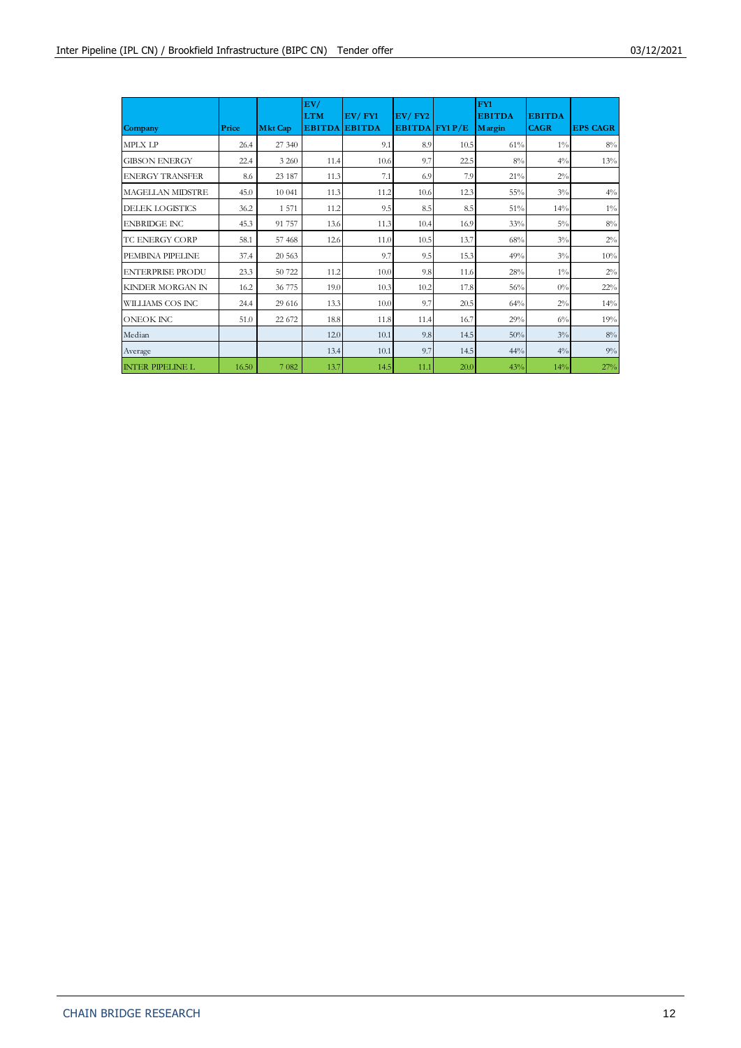| Company | Price | Mkt Cap | EV/ LTM EBITDA | EV/ FY1 EBITDA | EV/ FY2 EBITDA | FY1 P/E | FY1 EBITDA Margin | EBITDA CAGR | EPS CAGR |
|---|---|---|---|---|---|---|---|---|---|
| MPLX LP | 26.4 | 27 340 | | 9.1 | 8.9 | 10.5 | 61% | 1% | 8% |
| GIBSON ENERGY | 22.4 | 3 260 | 11.4 | 10.6 | 9.7 | 22.5 | 8% | 4% | 13% |
| ENERGY TRANSFER | 8.6 | 23 187 | 11.3 | 7.1 | 6.9 | 7.9 | 21% | 2% | |
| MAGELLAN MIDSTRE | 45.0 | 10 041 | 11.3 | 11.2 | 10.6 | 12.3 | 55% | 3% | 4% |
| DELEK LOGISTICS | 36.2 | 1 571 | 11.2 | 9.5 | 8.5 | 8.5 | 51% | 14% | 1% |
| ENBRIDGE INC | 45.3 | 91 757 | 13.6 | 11.3 | 10.4 | 16.9 | 33% | 5% | 8% |
| TC ENERGY CORP | 58.1 | 57 468 | 12.6 | 11.0 | 10.5 | 13.7 | 68% | 3% | 2% |
| PEMBINA PIPELINE | 37.4 | 20 563 | | 9.7 | 9.5 | 15.3 | 49% | 3% | 10% |
| ENTERPRISE PRODU | 23.3 | 50 722 | 11.2 | 10.0 | 9.8 | 11.6 | 28% | 1% | 2% |
| KINDER MORGAN IN | 16.2 | 36 775 | 19.0 | 10.3 | 10.2 | 17.8 | 56% | 0% | 22% |
| WILLIAMS COS INC | 24.4 | 29 616 | 13.3 | 10.0 | 9.7 | 20.5 | 64% | 2% | 14% |
| ONEOK INC | 51.0 | 22 672 | 18.8 | 11.8 | 11.4 | 16.7 | 29% | 6% | 19% |
| Median | | | 12.0 | 10.1 | 9.8 | 14.5 | 50% | 3% | 8% |
| Average | | | 13.4 | 10.1 | 9.7 | 14.5 | 44% | 4% | 9% |
| INTER PIPELINE L | 16.50 | 7 082 | 13.7 | 14.5 | 11.1 | 20.0 | 43% | 14% | 27% |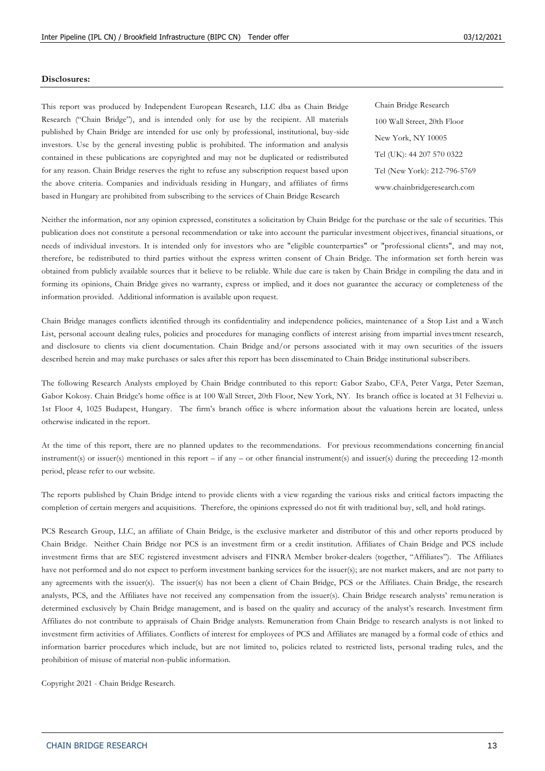**Disclosures:**

This report was produced by Independent European Research, LLC dba as Chain Bridge Research ("Chain Bridge"), and is intended only for use by the recipient. All materials published by Chain Bridge are intended for use only by professional, institutional, buy-side investors. Use by the general investing public is prohibited. The information and analysis contained in these publications are copyrighted and may not be duplicated or redistributed for any reason. Chain Bridge reserves the right to refuse any subscription request based upon the above criteria. Companies and individuals residing in Hungary, and affiliates of firms based in Hungary are prohibited from subscribing to the services of Chain Bridge Research

Chain Bridge Research
100 Wall Street, 20th Floor
New York, NY 10005
Tel (UK): 44 207 570 0322
Tel (New York): 212-796-5769
www.chainbridgeresearch.com

Neither the information, nor any opinion expressed, constitutes a solicitation by Chain Bridge for the purchase or the sale of securities. This publication does not constitute a personal recommendation or take into account the particular investment objectives, financial situations, or needs of individual investors. It is intended only for investors who are "eligible counterparties" or "professional clients", and may not, therefore, be redistributed to third parties without the express written consent of Chain Bridge. The information set forth herein was obtained from publicly available sources that it believe to be reliable. While due care is taken by Chain Bridge in compiling the data and in forming its opinions, Chain Bridge gives no warranty, express or implied, and it does not guarantee the accuracy or completeness of the information provided. Additional information is available upon request.

Chain Bridge manages conflicts identified through its confidentiality and independence policies, maintenance of a Stop List and a Watch List, personal account dealing rules, policies and procedures for managing conflicts of interest arising from impartial investment research, and disclosure to clients via client documentation. Chain Bridge and/or persons associated with it may own securities of the issuers described herein and may make purchases or sales after this report has been disseminated to Chain Bridge institutional subscribers.

The following Research Analysts employed by Chain Bridge contributed to this report: Gabor Szabo, CFA, Peter Varga, Peter Szeman, Gabor Kokosy. Chain Bridge's home office is at 100 Wall Street, 20th Floor, New York, NY. Its branch office is located at 31 Felhevizi u. 1st Floor 4, 1025 Budapest, Hungary. The firm's branch office is where information about the valuations herein are located, unless otherwise indicated in the report.

At the time of this report, there are no planned updates to the recommendations. For previous recommendations concerning financial instrument(s) or issuer(s) mentioned in this report – if any – or other financial instrument(s) and issuer(s) during the preceeding 12-month period, please refer to our website.

The reports published by Chain Bridge intend to provide clients with a view regarding the various risks and critical factors impacting the completion of certain mergers and acquisitions. Therefore, the opinions expressed do not fit with traditional buy, sell, and hold ratings.

PCS Research Group, LLC, an affiliate of Chain Bridge, is the exclusive marketer and distributor of this and other reports produced by Chain Bridge. Neither Chain Bridge nor PCS is an investment firm or a credit institution. Affiliates of Chain Bridge and PCS include investment firms that are SEC registered investment advisers and FINRA Member broker-dealers (together, "Affiliates"). The Affiliates have not performed and do not expect to perform investment banking services for the issuer(s); are not market makers, and are not party to any agreements with the issuer(s). The issuer(s) has not been a client of Chain Bridge, PCS or the Affiliates. Chain Bridge, the research analysts, PCS, and the Affiliates have not received any compensation from the issuer(s). Chain Bridge research analysts' remuneration is determined exclusively by Chain Bridge management, and is based on the quality and accuracy of the analyst's research. Investment firm Affiliates do not contribute to appraisals of Chain Bridge analysts. Remuneration from Chain Bridge to research analysts is not linked to investment firm activities of Affiliates. Conflicts of interest for employees of PCS and Affiliates are managed by a formal code of ethics and information barrier procedures which include, but are not limited to, policies related to restricted lists, personal trading rules, and the prohibition of misuse of material non-public information.

Copyright 2021 - Chain Bridge Research.